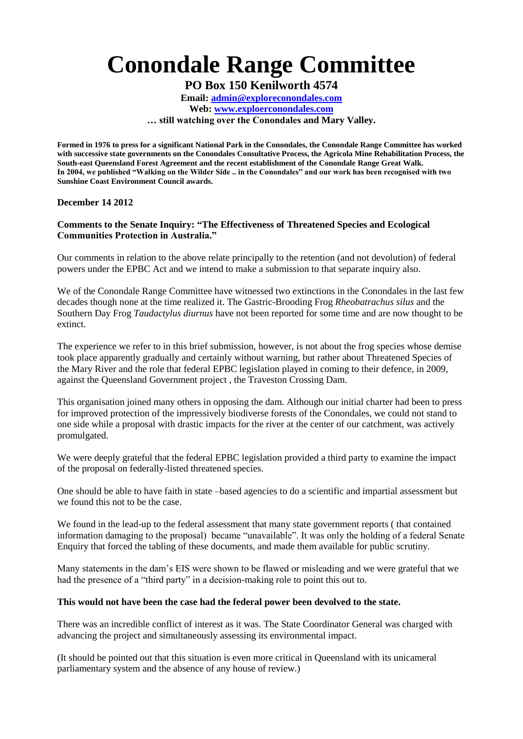# Conondale Range Committee

## PO Box 150 Kenilworth 4574

**Email: [admin@exploreconondales.com](mailto:admin@exploreconondales.com)**
**Web: [www.exploerconondales.com](http://www.exploerconondales.com)**
**… still watching over the Conondales and Mary Valley.**

**Formed in 1976 to press for a significant National Park in the Conondales, the Conondale Range Committee has worked with successive state governments on the Conondales Consultative Process, the Agricola Mine Rehabilitation Process, the South-east Queensland Forest Agreement and the recent establishment of the Conondale Range Great Walk. In 2004, we published "Walking on the Wilder Side .. in the Conondales" and our work has been recognised with two Sunshine Coast Environment Council awards.**

**December 14 2012**

**Comments to the Senate Inquiry: "The Effectiveness of Threatened Species and Ecological Communities Protection in Australia."**

Our comments in relation to the above relate principally to the retention (and not devolution) of federal powers under the EPBC Act and we intend to make a submission to that separate inquiry also.

We of the Conondale Range Committee have witnessed two extinctions in the Conondales in the last few decades though none at the time realized it. The Gastric-Brooding Frog *Rheobatrachus silus* and the Southern Day Frog *Taudactylus diurnus* have not been reported for some time and are now thought to be extinct.

The experience we refer to in this brief submission, however, is not about the frog species whose demise took place apparently gradually and certainly without warning, but rather about Threatened Species of the Mary River and the role that federal EPBC legislation played in coming to their defence, in 2009, against the Queensland Government project , the Traveston Crossing Dam.

This organisation joined many others in opposing the dam. Although our initial charter had been to press for improved protection of the impressively biodiverse forests of the Conondales, we could not stand to one side while a proposal with drastic impacts for the river at the center of our catchment, was actively promulgated.

We were deeply grateful that the federal EPBC legislation provided a third party to examine the impact of the proposal on federally-listed threatened species.

One should be able to have faith in state –based agencies to do a scientific and impartial assessment but we found this not to be the case.

We found in the lead-up to the federal assessment that many state government reports ( that contained information damaging to the proposal) became "unavailable". It was only the holding of a federal Senate Enquiry that forced the tabling of these documents, and made them available for public scrutiny.

Many statements in the dam's EIS were shown to be flawed or misleading and we were grateful that we had the presence of a "third party" in a decision-making role to point this out to.

**This would not have been the case had the federal power been devolved to the state.**

There was an incredible conflict of interest as it was. The State Coordinator General was charged with advancing the project and simultaneously assessing its environmental impact.

(It should be pointed out that this situation is even more critical in Queensland with its unicameral parliamentary system and the absence of any house of review.)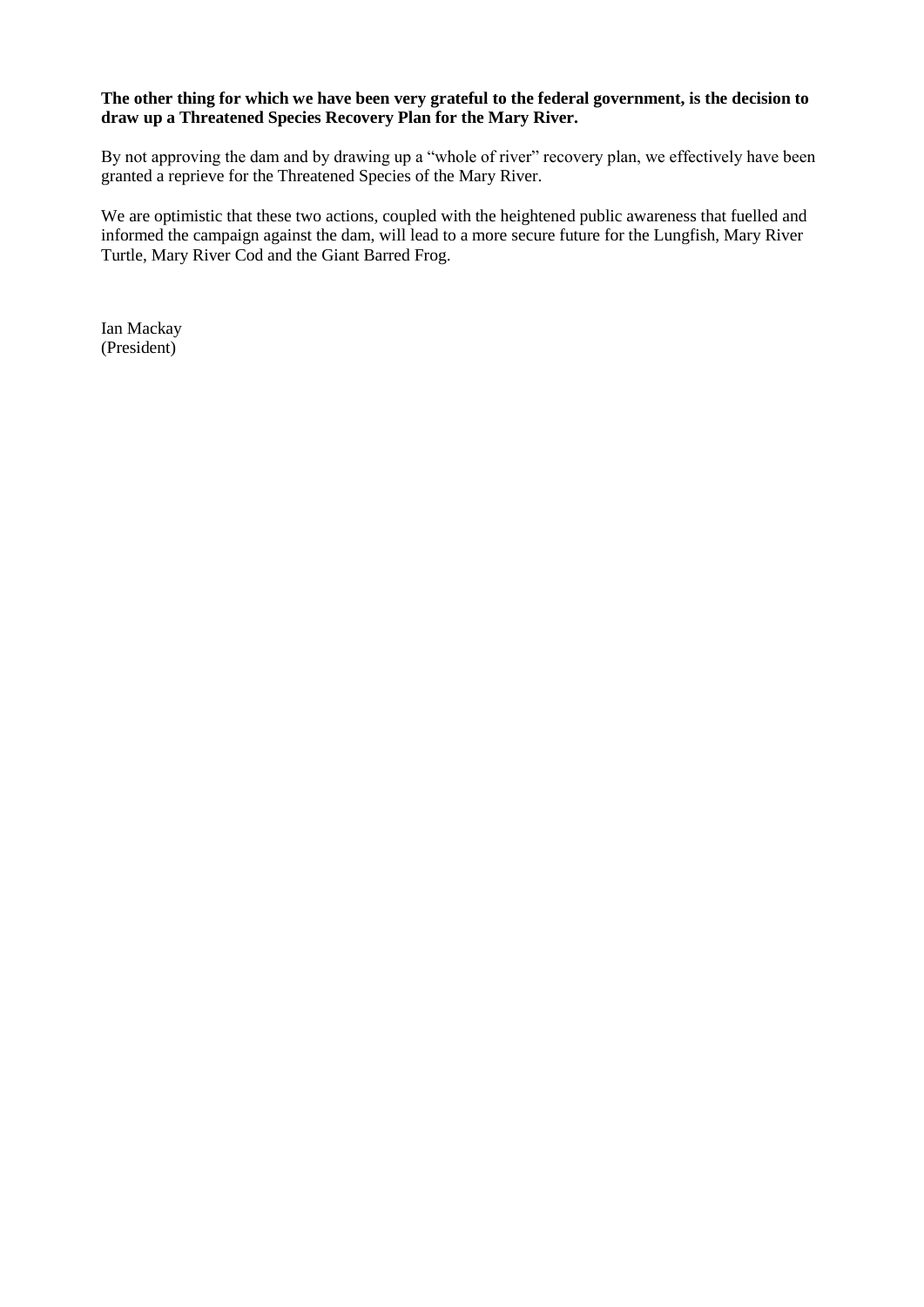**The other thing for which we have been very grateful to the federal government, is the decision to draw up a Threatened Species Recovery Plan for the Mary River.**

By not approving the dam and by drawing up a “whole of river” recovery plan, we effectively have been granted a reprieve for the Threatened Species of the Mary River.

We are optimistic that these two actions, coupled with the heightened public awareness that fuelled and informed the campaign against the dam, will lead to a more secure future for the Lungfish, Mary River Turtle, Mary River Cod and the Giant Barred Frog.

Ian Mackay  
(President)